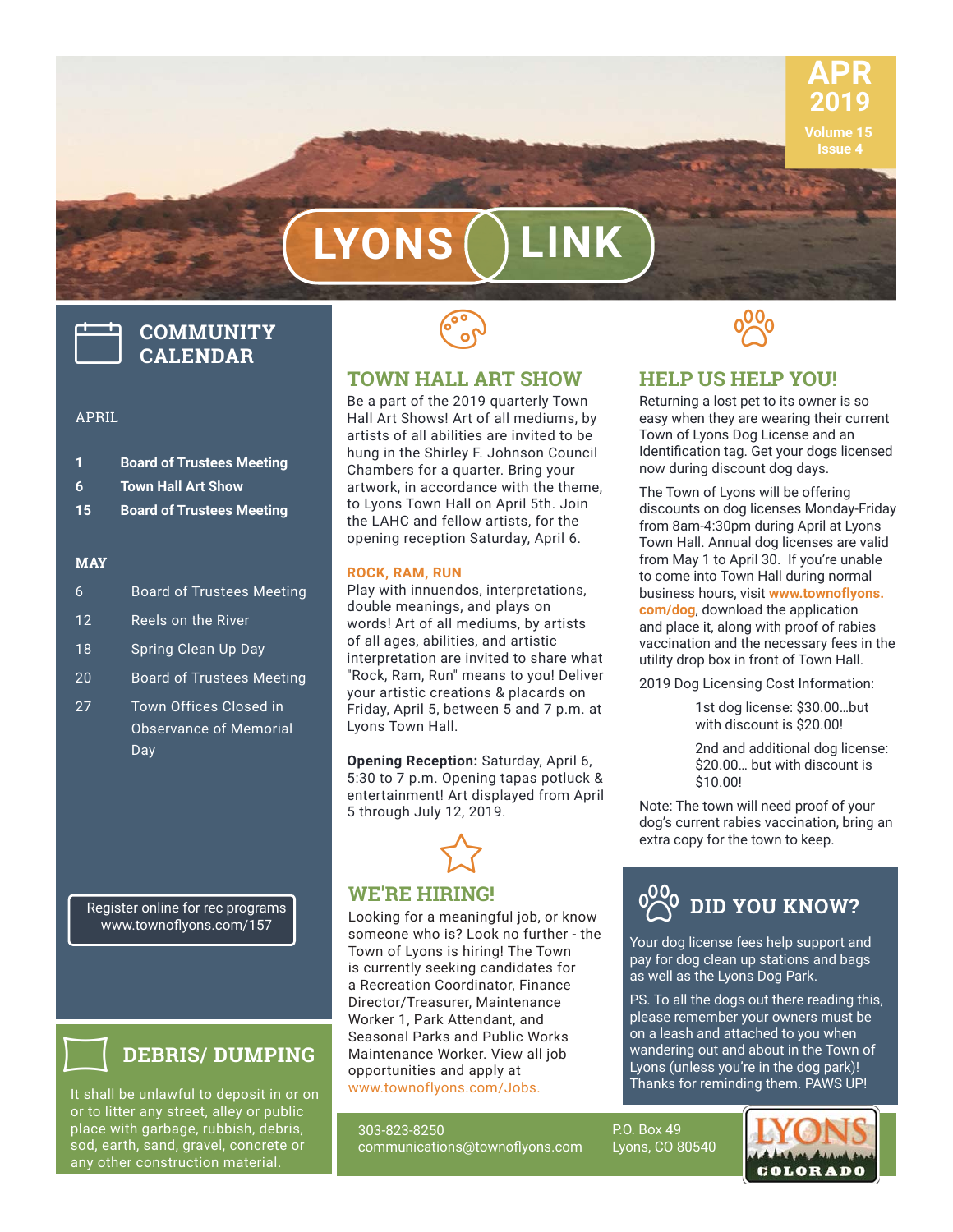# LYONS LINK

APR 2019

Volume 15 Issue 4

## COMMUNITY CALENDAR

APRIL

| | |
|---|---|
| **1** | **Board of Trustees Meeting** |
| **6** | **Town Hall Art Show** |
| **15** | **Board of Trustees Meeting** |

**MAY**

| | |
|---|---|
| 6 | Board of Trustees Meeting |
| 12 | Reels on the River |
| 18 | Spring Clean Up Day |
| 20 | Board of Trustees Meeting |
| 27 | Town Offices Closed in Observance of Memorial Day |

Register online for rec programs www.townoflyons.com/157

## DEBRIS/ DUMPING

It shall be unlawful to deposit in or on or to litter any street, alley or public place with garbage, rubbish, debris, sod, earth, sand, gravel, concrete or any other construction material.

## TOWN HALL ART SHOW

Be a part of the 2019 quarterly Town Hall Art Shows! Art of all mediums, by artists of all abilities are invited to be hung in the Shirley F. Johnson Council Chambers for a quarter. Bring your artwork, in accordance with the theme, to Lyons Town Hall on April 5th. Join the LAHC and fellow artists, for the opening reception Saturday, April 6.

### ROCK, RAM, RUN

Play with innuendos, interpretations, double meanings, and plays on words! Art of all mediums, by artists of all ages, abilities, and artistic interpretation are invited to share what "Rock, Ram, Run" means to you! Deliver your artistic creations & placards on Friday, April 5, between 5 and 7 p.m. at Lyons Town Hall.

**Opening Reception:** Saturday, April 6, 5:30 to 7 p.m. Opening tapas potluck & entertainment! Art displayed from April 5 through July 12, 2019.

## WE'RE HIRING!

Looking for a meaningful job, or know someone who is? Look no further - the Town of Lyons is hiring! The Town is currently seeking candidates for a Recreation Coordinator, Finance Director/Treasurer, Maintenance Worker 1, Park Attendant, and Seasonal Parks and Public Works Maintenance Worker. View all job opportunities and apply at www.townoflyons.com/Jobs.

## HELP US HELP YOU!

Returning a lost pet to its owner is so easy when they are wearing their current Town of Lyons Dog License and an Identification tag. Get your dogs licensed now during discount dog days.

The Town of Lyons will be offering discounts on dog licenses Monday-Friday from 8am-4:30pm during April at Lyons Town Hall. Annual dog licenses are valid from May 1 to April 30. If you're unable to come into Town Hall during normal business hours, visit **www.townoflyons.com/dog**, download the application and place it, along with proof of rabies vaccination and the necessary fees in the utility drop box in front of Town Hall.

2019 Dog Licensing Cost Information:

1st dog license: $30.00…but with discount is $20.00!

2nd and additional dog license: $20.00… but with discount is $10.00!

Note: The town will need proof of your dog's current rabies vaccination, bring an extra copy for the town to keep.

## DID YOU KNOW?

Your dog license fees help support and pay for dog clean up stations and bags as well as the Lyons Dog Park.

PS. To all the dogs out there reading this, please remember your owners must be on a leash and attached to you when wandering out and about in the Town of Lyons (unless you're in the dog park)! Thanks for reminding them. PAWS UP!

303-823-8250
communications@townoflyons.com

P.O. Box 49
Lyons, CO 80540

LYONS COLORADO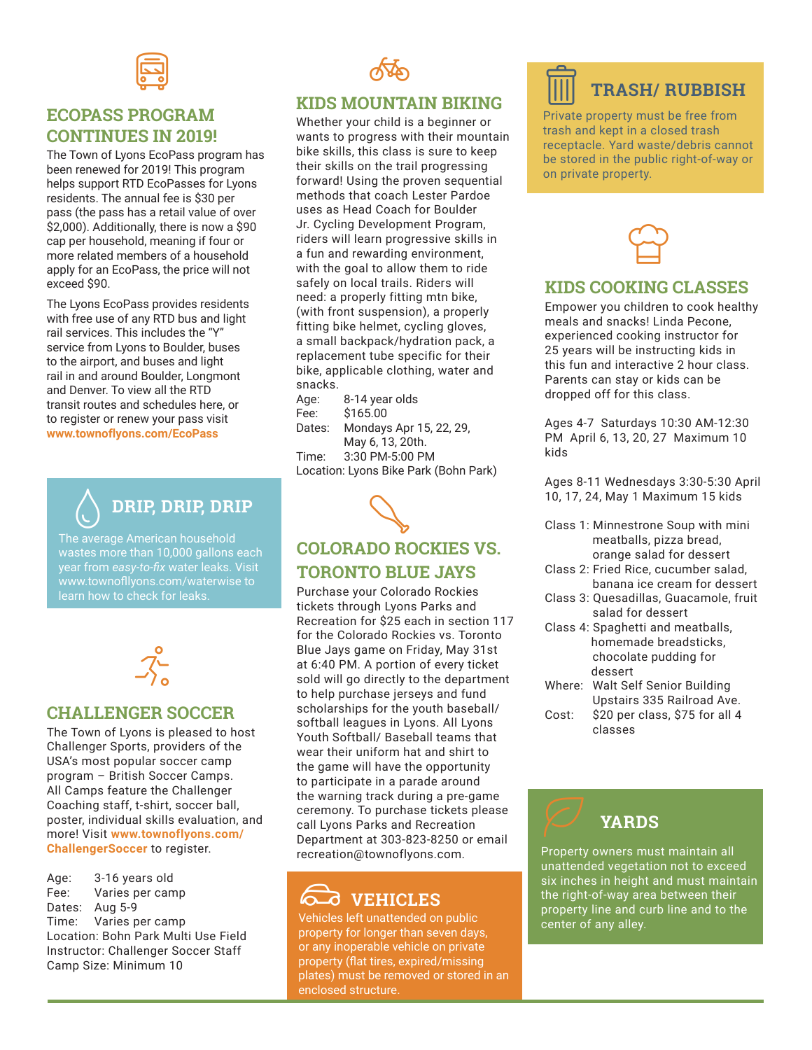## ECOPASS PROGRAM CONTINUES IN 2019!

The Town of Lyons EcoPass program has been renewed for 2019! This program helps support RTD EcoPasses for Lyons residents. The annual fee is $30 per pass (the pass has a retail value of over $2,000). Additionally, there is now a $90 cap per household, meaning if four or more related members of a household apply for an EcoPass, the price will not exceed $90.

The Lyons EcoPass provides residents with free use of any RTD bus and light rail services. This includes the "Y" service from Lyons to Boulder, buses to the airport, and buses and light rail in and around Boulder, Longmont and Denver. To view all the RTD transit routes and schedules here, or to register or renew your pass visit **www.townoflyons.com/EcoPass**

## DRIP, DRIP, DRIP

The average American household wastes more than 10,000 gallons each year from *easy-to-fix* water leaks. Visit www.townofllyons.com/waterwise to learn how to check for leaks.

## CHALLENGER SOCCER

The Town of Lyons is pleased to host Challenger Sports, providers of the USA's most popular soccer camp program – British Soccer Camps. All Camps feature the Challenger Coaching staff, t-shirt, soccer ball, poster, individual skills evaluation, and more! Visit **www.townoflyons.com/ChallengerSoccer** to register.

Age: 3-16 years old
Fee: Varies per camp
Dates: Aug 5-9
Time: Varies per camp
Location: Bohn Park Multi Use Field
Instructor: Challenger Soccer Staff
Camp Size: Minimum 10

## KIDS MOUNTAIN BIKING

Whether your child is a beginner or wants to progress with their mountain bike skills, this class is sure to keep their skills on the trail progressing forward! Using the proven sequential methods that coach Lester Pardoe uses as Head Coach for Boulder Jr. Cycling Development Program, riders will learn progressive skills in a fun and rewarding environment, with the goal to allow them to ride safely on local trails. Riders will need: a properly fitting mtn bike, (with front suspension), a properly fitting bike helmet, cycling gloves, a small backpack/hydration pack, a replacement tube specific for their bike, applicable clothing, water and snacks.

Age: 8-14 year olds
Fee: $165.00
Dates: Mondays Apr 15, 22, 29, May 6, 13, 20th.
Time: 3:30 PM-5:00 PM
Location: Lyons Bike Park (Bohn Park)

## COLORADO ROCKIES VS. TORONTO BLUE JAYS

Purchase your Colorado Rockies tickets through Lyons Parks and Recreation for $25 each in section 117 for the Colorado Rockies vs. Toronto Blue Jays game on Friday, May 31st at 6:40 PM. A portion of every ticket sold will go directly to the department to help purchase jerseys and fund scholarships for the youth baseball/ softball leagues in Lyons. All Lyons Youth Softball/ Baseball teams that wear their uniform hat and shirt to the game will have the opportunity to participate in a parade around the warning track during a pre-game ceremony. To purchase tickets please call Lyons Parks and Recreation Department at 303-823-8250 or email recreation@townoflyons.com.

## VEHICLES

Vehicles left unattended on public property for longer than seven days, or any inoperable vehicle on private property (flat tires, expired/missing plates) must be removed or stored in an enclosed structure.

## TRASH/ RUBBISH

Private property must be free from trash and kept in a closed trash receptacle. Yard waste/debris cannot be stored in the public right-of-way or on private property.

## KIDS COOKING CLASSES

Empower you children to cook healthy meals and snacks! Linda Pecone, experienced cooking instructor for 25 years will be instructing kids in this fun and interactive 2 hour class. Parents can stay or kids can be dropped off for this class.

Ages 4-7 Saturdays 10:30 AM-12:30 PM April 6, 13, 20, 27 Maximum 10 kids

Ages 8-11 Wednesdays 3:30-5:30 April 10, 17, 24, May 1 Maximum 15 kids

Class 1: Minnestrone Soup with mini meatballs, pizza bread, orange salad for dessert
Class 2: Fried Rice, cucumber salad, banana ice cream for dessert
Class 3: Quesadillas, Guacamole, fruit salad for dessert
Class 4: Spaghetti and meatballs, homemade breadsticks, chocolate pudding for dessert
Where: Walt Self Senior Building Upstairs 335 Railroad Ave.
Cost: $20 per class, $75 for all 4 classes

## YARDS

Property owners must maintain all unattended vegetation not to exceed six inches in height and must maintain the right-of-way area between their property line and curb line and to the center of any alley.